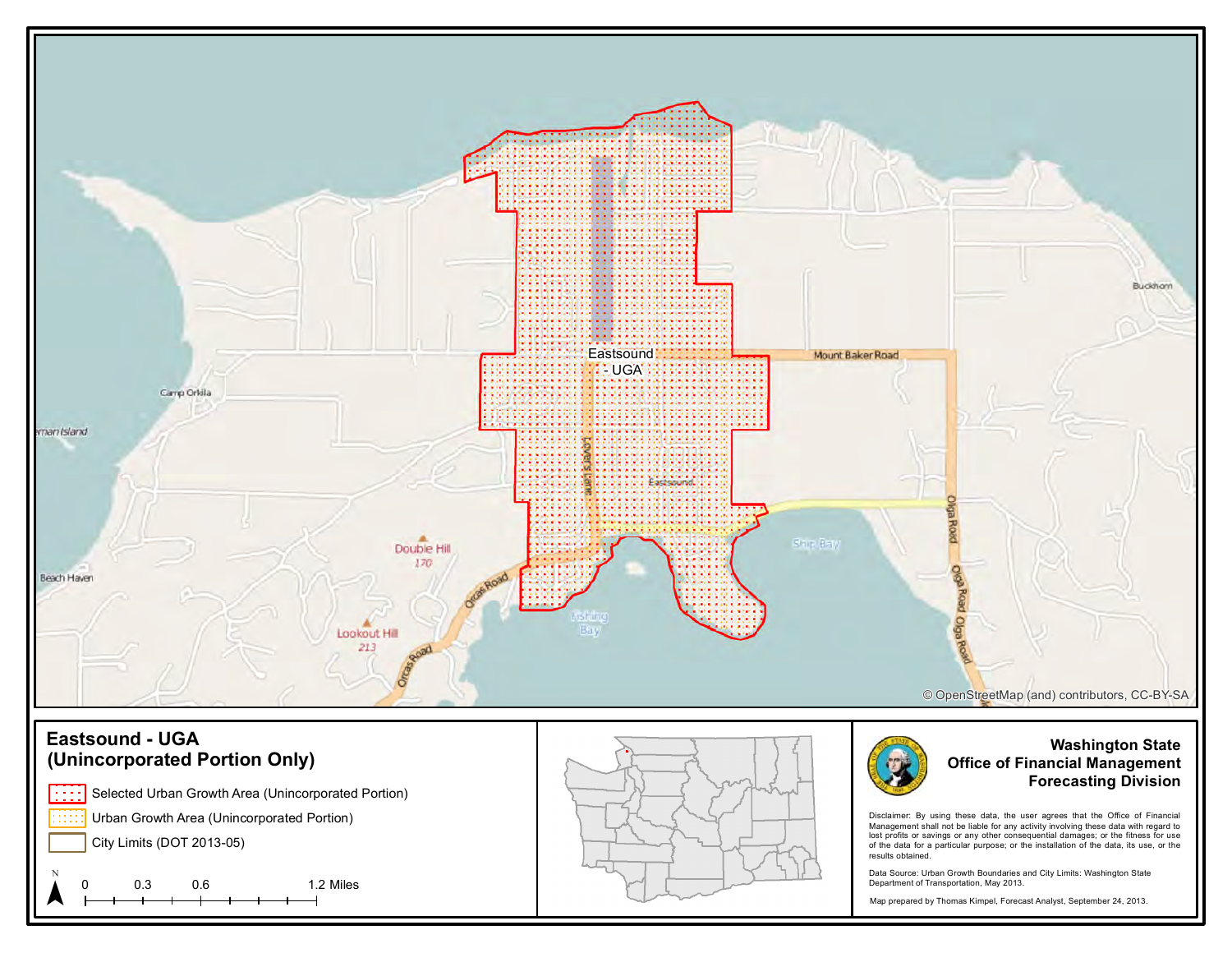# Eastsound - UGA (Unincorporated Portion Only)

- Selected Urban Growth Area (Unincorporated Portion)
- Urban Growth Area (Unincorporated Portion)
- City Limits (DOT 2013-05)

0 0.3 0.6 1.2 Miles

## Washington State Office of Financial Management Forecasting Division

Disclaimer: By using these data, the user agrees that the Office of Financial Management shall not be liable for any activity involving these data with regard to lost profits or savings or any other consequential damages; or the fitness for use of the data for a particular purpose; or the installation of the data, its use, or the results obtained.

Data Source: Urban Growth Boundaries and City Limits: Washington State Department of Transportation, May 2013.

Map prepared by Thomas Kimpel, Forecast Analyst, September 24, 2013.

© OpenStreetMap (and) contributors, CC-BY-SA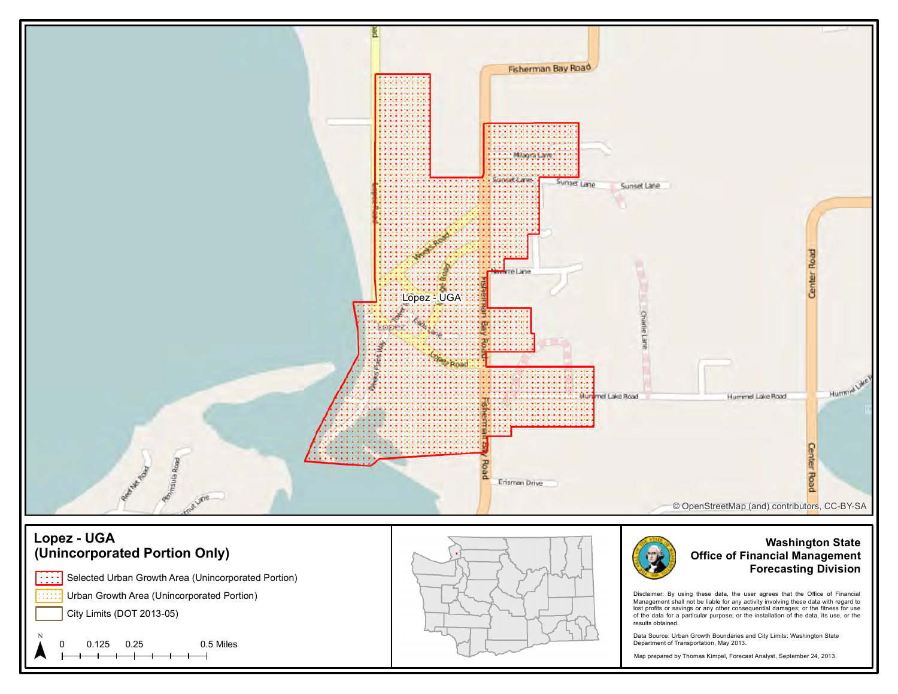Lopez - UGA

© OpenStreetMap (and) contributors, CC-BY-SA

## Lopez - UGA
## (Unincorporated Portion Only)

Selected Urban Growth Area (Unincorporated Portion)

Urban Growth Area (Unincorporated Portion)

City Limits (DOT 2013-05)

N

0 0.125 0.25 0.5 Miles

**Washington State**
**Office of Financial Management**
**Forecasting Division**

Disclaimer: By using these data, the user agrees that the Office of Financial Management shall not be liable for any activity involving these data with regard to lost profits or savings or any other consequential damages; or the fitness for use of the data for a particular purpose; or the installation of the data, its use, or the results obtained.

Data Source: Urban Growth Boundaries and City Limits: Washington State Department of Transportation, May 2013.

Map prepared by Thomas Kimpel, Forecast Analyst, September 24, 2013.